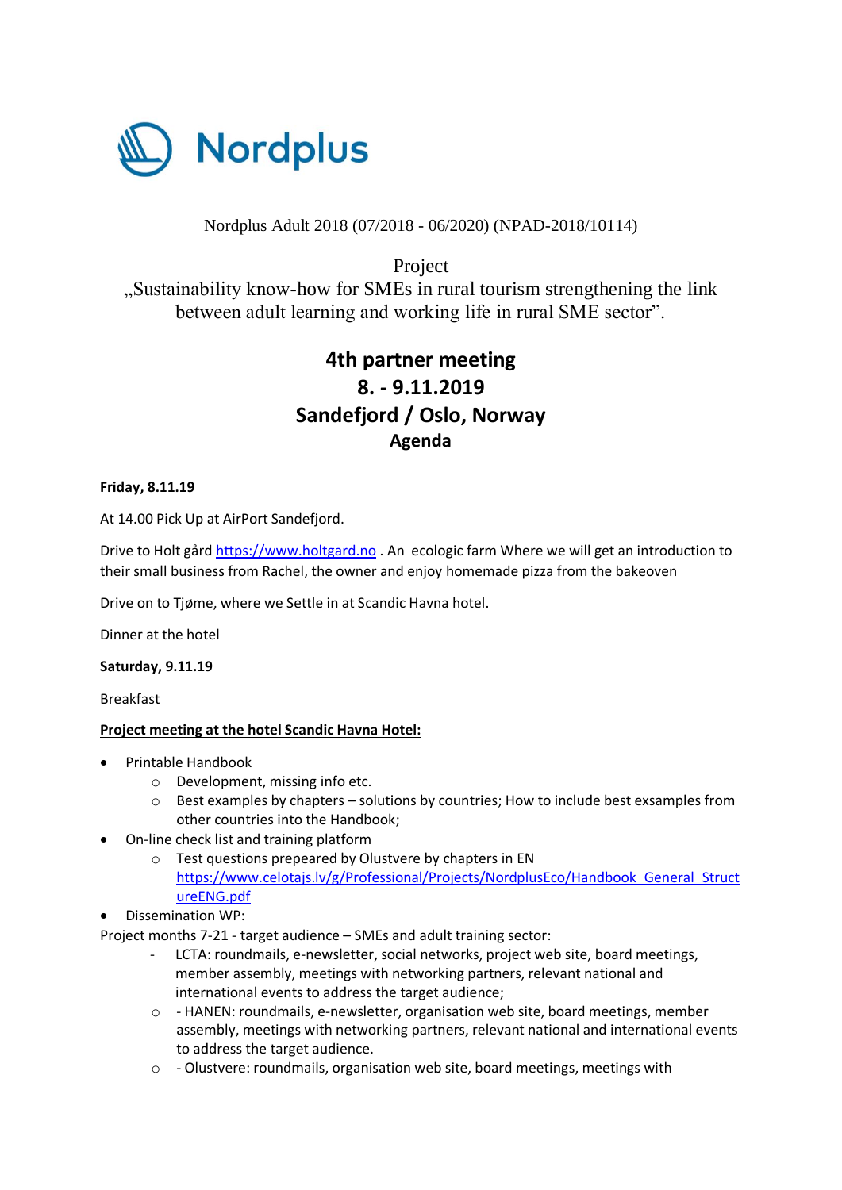Nordplus

Nordplus Adult 2018 (07/2018 - 06/2020) (NPAD-2018/10114)

Project
„Sustainability know-how for SMEs in rural tourism strengthening the link between adult learning and working life in rural SME sector".

# 4th partner meeting
# 8. - 9.11.2019
# Sandefjord / Oslo, Norway
## Agenda

**Friday, 8.11.19**

At 14.00 Pick Up at AirPort Sandefjord.

Drive to Holt gård https://www.holtgard.no . An ecologic farm Where we will get an introduction to their small business from Rachel, the owner and enjoy homemade pizza from the bakeoven

Drive on to Tjøme, where we Settle in at Scandic Havna hotel.

Dinner at the hotel

**Saturday, 9.11.19**

Breakfast

**Project meeting at the hotel Scandic Havna Hotel:**

- Printable Handbook
    - Development, missing info etc.
    - Best examples by chapters – solutions by countries; How to include best exsamples from other countries into the Handbook;
- On-line check list and training platform
    - Test questions prepeared by Olustvere by chapters in EN https://www.celotajs.lv/g/Professional/Projects/NordplusEco/Handbook_General_StructureENG.pdf
- Dissemination WP:

Project months 7-21 - target audience – SMEs and adult training sector:

- LCTA: roundmails, e-newsletter, social networks, project web site, board meetings, member assembly, meetings with networking partners, relevant national and international events to address the target audience;
    - - HANEN: roundmails, e-newsletter, organisation web site, board meetings, member assembly, meetings with networking partners, relevant national and international events to address the target audience.
    - - Olustvere: roundmails, organisation web site, board meetings, meetings with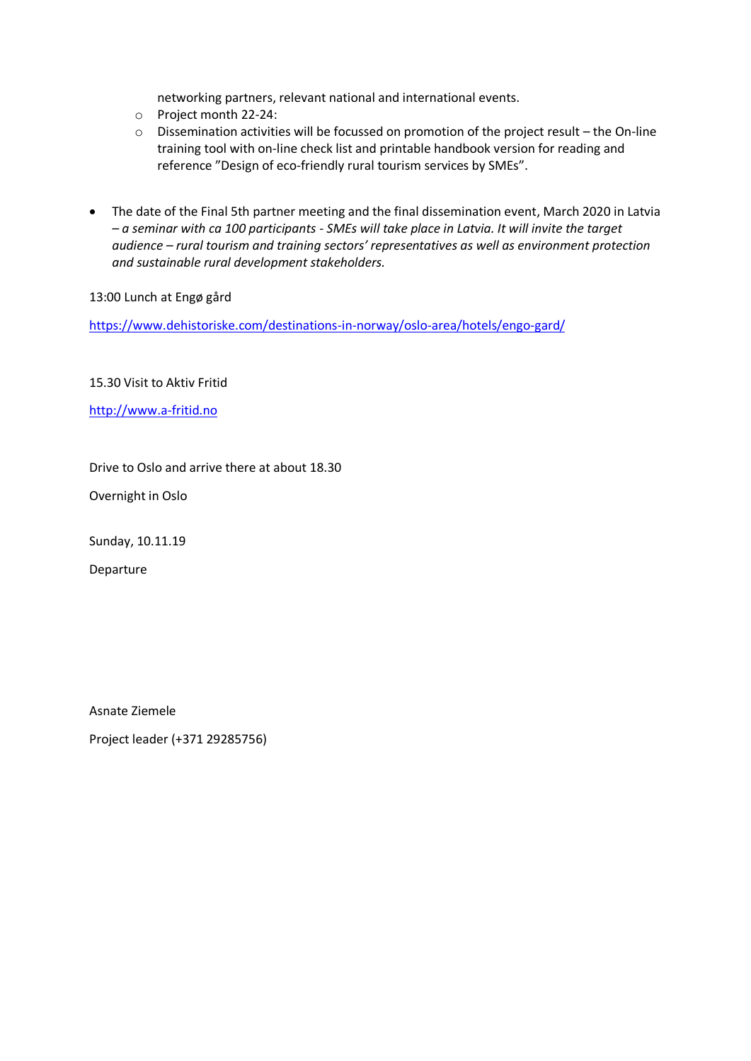networking partners, relevant national and international events.

- Project month 22-24:
- Dissemination activities will be focussed on promotion of the project result – the On-line training tool with on-line check list and printable handbook version for reading and reference ”Design of eco-friendly rural tourism services by SMEs”.

- The date of the Final 5th partner meeting and the final dissemination event, March 2020 in Latvia *– a seminar with ca 100 participants - SMEs will take place in Latvia. It will invite the target audience – rural tourism and training sectors' representatives as well as environment protection and sustainable rural development stakeholders.*

13:00 Lunch at Engø gård

https://www.dehistoriske.com/destinations-in-norway/oslo-area/hotels/engo-gard/

15.30 Visit to Aktiv Fritid

http://www.a-fritid.no

Drive to Oslo and arrive there at about 18.30

Overnight in Oslo

Sunday, 10.11.19

Departure

Asnate Ziemele

Project leader (+371 29285756)